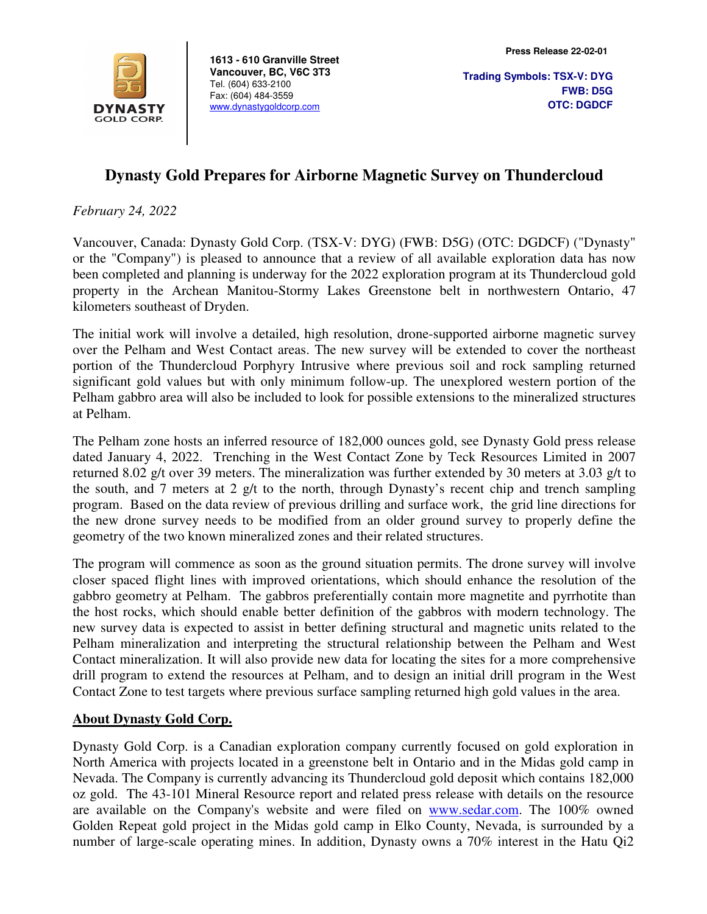DYNASTY GOLD CORP.

**1613 - 610 Granville Street**
**Vancouver, BC, V6C 3T3**
Tel. (604) 633-2100
Fax: (604) 484-3559
www.dynastygoldcorp.com

**Press Release 22-02-01**

**Trading Symbols: TSX-V: DYG**
**FWB: D5G**
**OTC: DGDCF**

# Dynasty Gold Prepares for Airborne Magnetic Survey on Thundercloud

*February 24, 2022*

Vancouver, Canada: Dynasty Gold Corp. (TSX-V: DYG) (FWB: D5G) (OTC: DGDCF) ("Dynasty" or the "Company") is pleased to announce that a review of all available exploration data has now been completed and planning is underway for the 2022 exploration program at its Thundercloud gold property in the Archean Manitou-Stormy Lakes Greenstone belt in northwestern Ontario, 47 kilometers southeast of Dryden.

The initial work will involve a detailed, high resolution, drone-supported airborne magnetic survey over the Pelham and West Contact areas. The new survey will be extended to cover the northeast portion of the Thundercloud Porphyry Intrusive where previous soil and rock sampling returned significant gold values but with only minimum follow-up. The unexplored western portion of the Pelham gabbro area will also be included to look for possible extensions to the mineralized structures at Pelham.

The Pelham zone hosts an inferred resource of 182,000 ounces gold, see Dynasty Gold press release dated January 4, 2022. Trenching in the West Contact Zone by Teck Resources Limited in 2007 returned 8.02 g/t over 39 meters. The mineralization was further extended by 30 meters at 3.03 g/t to the south, and 7 meters at 2 g/t to the north, through Dynasty's recent chip and trench sampling program. Based on the data review of previous drilling and surface work, the grid line directions for the new drone survey needs to be modified from an older ground survey to properly define the geometry of the two known mineralized zones and their related structures.

The program will commence as soon as the ground situation permits. The drone survey will involve closer spaced flight lines with improved orientations, which should enhance the resolution of the gabbro geometry at Pelham. The gabbros preferentially contain more magnetite and pyrrhotite than the host rocks, which should enable better definition of the gabbros with modern technology. The new survey data is expected to assist in better defining structural and magnetic units related to the Pelham mineralization and interpreting the structural relationship between the Pelham and West Contact mineralization. It will also provide new data for locating the sites for a more comprehensive drill program to extend the resources at Pelham, and to design an initial drill program in the West Contact Zone to test targets where previous surface sampling returned high gold values in the area.

## About Dynasty Gold Corp.

Dynasty Gold Corp. is a Canadian exploration company currently focused on gold exploration in North America with projects located in a greenstone belt in Ontario and in the Midas gold camp in Nevada. The Company is currently advancing its Thundercloud gold deposit which contains 182,000 oz gold. The 43-101 Mineral Resource report and related press release with details on the resource are available on the Company's website and were filed on www.sedar.com. The 100% owned Golden Repeat gold project in the Midas gold camp in Elko County, Nevada, is surrounded by a number of large-scale operating mines. In addition, Dynasty owns a 70% interest in the Hatu Qi2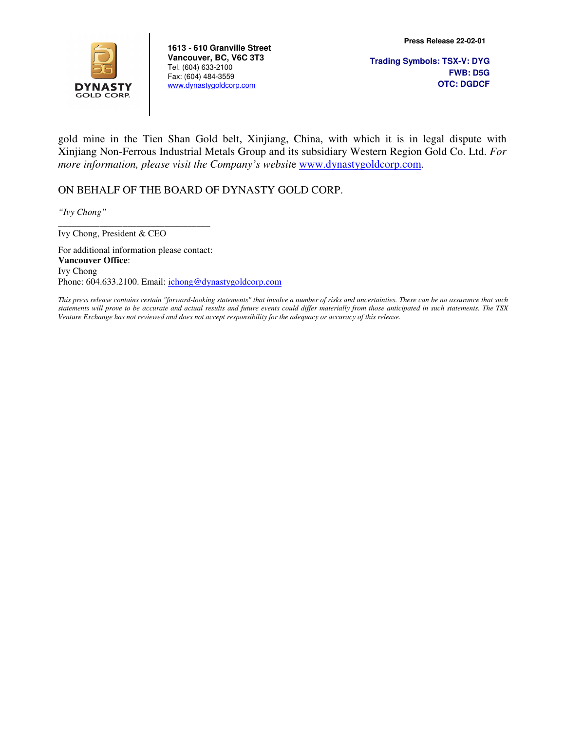gold mine in the Tien Shan Gold belt, Xinjiang, China, with which it is in legal dispute with Xinjiang Non-Ferrous Industrial Metals Group and its subsidiary Western Region Gold Co. Ltd. *For more information, please visit the Company's website* www.dynastygoldcorp.com.

ON BEHALF OF THE BOARD OF DYNASTY GOLD CORP.

*"Ivy Chong"*

_______________________________

Ivy Chong, President & CEO

For additional information please contact:
**Vancouver Office**:
Ivy Chong
Phone: 604.633.2100. Email: ichong@dynastygoldcorp.com

*This press release contains certain "forward-looking statements" that involve a number of risks and uncertainties. There can be no assurance that such statements will prove to be accurate and actual results and future events could differ materially from those anticipated in such statements. The TSX Venture Exchange has not reviewed and does not accept responsibility for the adequacy or accuracy of this release.*